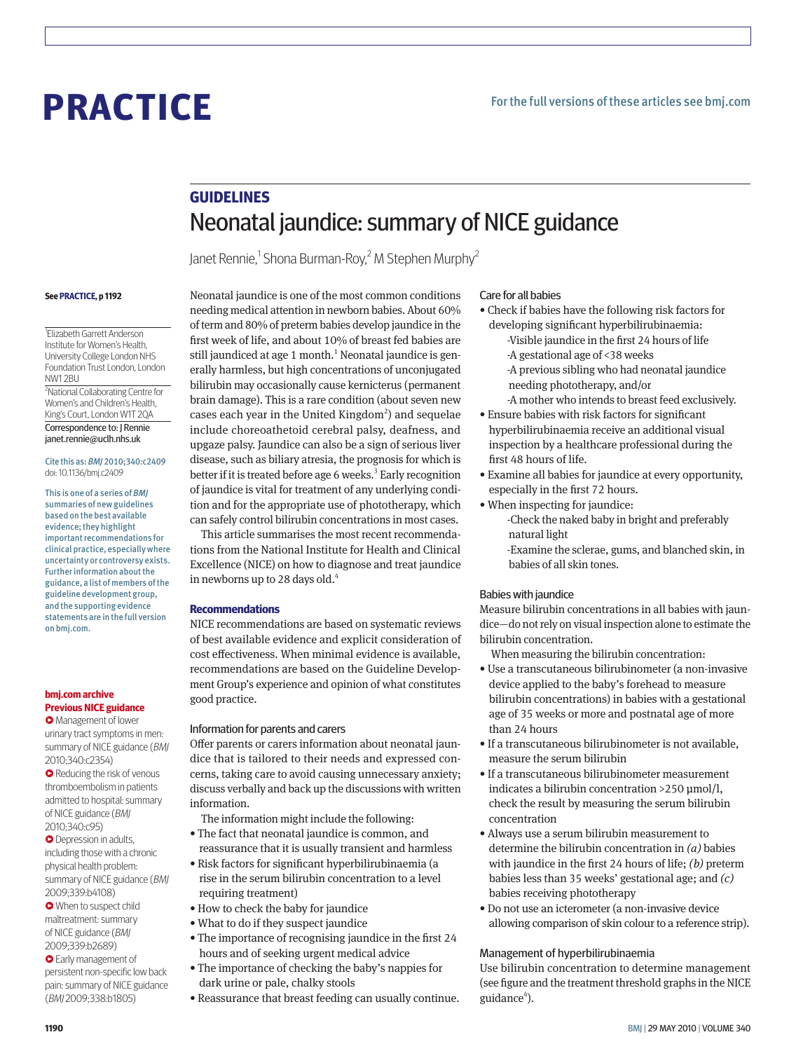# PRACTICE

For the full versions of these articles see bmj.com

## GUIDELINES

# Neonatal jaundice: summary of NICE guidance

Janet Rennie,[1] Shona Burman-Roy,[2] M Stephen Murphy[2]

See PRACTICE, p 1192

[1]Elizabeth Garrett Anderson Institute for Women's Health, University College London NHS Foundation Trust London, London NW1 2BU

[2]National Collaborating Centre for Women's and Children's Health, King's Court, London W1T 2QA

Correspondence to: J Rennie janet.rennie@uclh.nhs.uk

Cite this as: *BMJ* 2010;340:c2409
doi: 10.1136/bmj.c2409

This is one of a series of *BMJ* summaries of new guidelines based on the best available evidence; they highlight important recommendations for clinical practice, especially where uncertainty or controversy exists. Further information about the guidance, a list of members of the guideline development group, and the supporting evidence statements are in the full version on bmj.com.

**bmj.com archive**
**Previous NICE guidance**

- Management of lower urinary tract symptoms in men: summary of NICE guidance (*BMJ* 2010;340:c2354)
- Reducing the risk of venous thromboembolism in patients admitted to hospital: summary of NICE guidance (*BMJ* 2010;340:c95)
- Depression in adults, including those with a chronic physical health problem: summary of NICE guidance (*BMJ* 2009;339:b4108)
- When to suspect child maltreatment: summary of NICE guidance (*BMJ* 2009;339:b2689)
- Early management of persistent non-specific low back pain: summary of NICE guidance (*BMJ* 2009;338:b1805)

Neonatal jaundice is one of the most common conditions needing medical attention in newborn babies. About 60% of term and 80% of preterm babies develop jaundice in the first week of life, and about 10% of breast fed babies are still jaundiced at age 1 month.[1] Neonatal jaundice is generally harmless, but high concentrations of unconjugated bilirubin may occasionally cause kernicterus (permanent brain damage). This is a rare condition (about seven new cases each year in the United Kingdom[2]) and sequelae include choreoathetoid cerebral palsy, deafness, and upgaze palsy. Jaundice can also be a sign of serious liver disease, such as biliary atresia, the prognosis for which is better if it is treated before age 6 weeks.[3] Early recognition of jaundice is vital for treatment of any underlying condition and for the appropriate use of phototherapy, which can safely control bilirubin concentrations in most cases.

This article summarises the most recent recommendations from the National Institute for Health and Clinical Excellence (NICE) on how to diagnose and treat jaundice in newborns up to 28 days old.[4]

### Recommendations

NICE recommendations are based on systematic reviews of best available evidence and explicit consideration of cost effectiveness. When minimal evidence is available, recommendations are based on the Guideline Development Group's experience and opinion of what constitutes good practice.

#### Information for parents and carers

Offer parents or carers information about neonatal jaundice that is tailored to their needs and expressed concerns, taking care to avoid causing unnecessary anxiety; discuss verbally and back up the discussions with written information.

The information might include the following:

- The fact that neonatal jaundice is common, and reassurance that it is usually transient and harmless
- Risk factors for significant hyperbilirubinaemia (a rise in the serum bilirubin concentration to a level requiring treatment)
- How to check the baby for jaundice
- What to do if they suspect jaundice
- The importance of recognising jaundice in the first 24 hours and of seeking urgent medical advice
- The importance of checking the baby's nappies for dark urine or pale, chalky stools
- Reassurance that breast feeding can usually continue.

#### Care for all babies

- Check if babies have the following risk factors for developing significant hyperbilirubinaemia:
  - Visible jaundice in the first 24 hours of life
  - A gestational age of <38 weeks
  - A previous sibling who had neonatal jaundice needing phototherapy, and/or
  - A mother who intends to breast feed exclusively.
- Ensure babies with risk factors for significant hyperbilirubinaemia receive an additional visual inspection by a healthcare professional during the first 48 hours of life.
- Examine all babies for jaundice at every opportunity, especially in the first 72 hours.
- When inspecting for jaundice:
  - Check the naked baby in bright and preferably natural light
  - Examine the sclerae, gums, and blanched skin, in babies of all skin tones.

#### Babies with jaundice

Measure bilirubin concentrations in all babies with jaundice—do not rely on visual inspection alone to estimate the bilirubin concentration.

When measuring the bilirubin concentration:

- Use a transcutaneous bilirubinometer (a non-invasive device applied to the baby's forehead to measure bilirubin concentrations) in babies with a gestational age of 35 weeks or more and postnatal age of more than 24 hours
- If a transcutaneous bilirubinometer is not available, measure the serum bilirubin
- If a transcutaneous bilirubinometer measurement indicates a bilirubin concentration >250 μmol/l, check the result by measuring the serum bilirubin concentration
- Always use a serum bilirubin measurement to determine the bilirubin concentration in *(a)* babies with jaundice in the first 24 hours of life; *(b)* preterm babies less than 35 weeks' gestational age; and *(c)* babies receiving phototherapy
- Do not use an icterometer (a non-invasive device allowing comparison of skin colour to a reference strip).

#### Management of hyperbilirubinaemia

Use bilirubin concentration to determine management (see figure and the treatment threshold graphs in the NICE guidance[4]).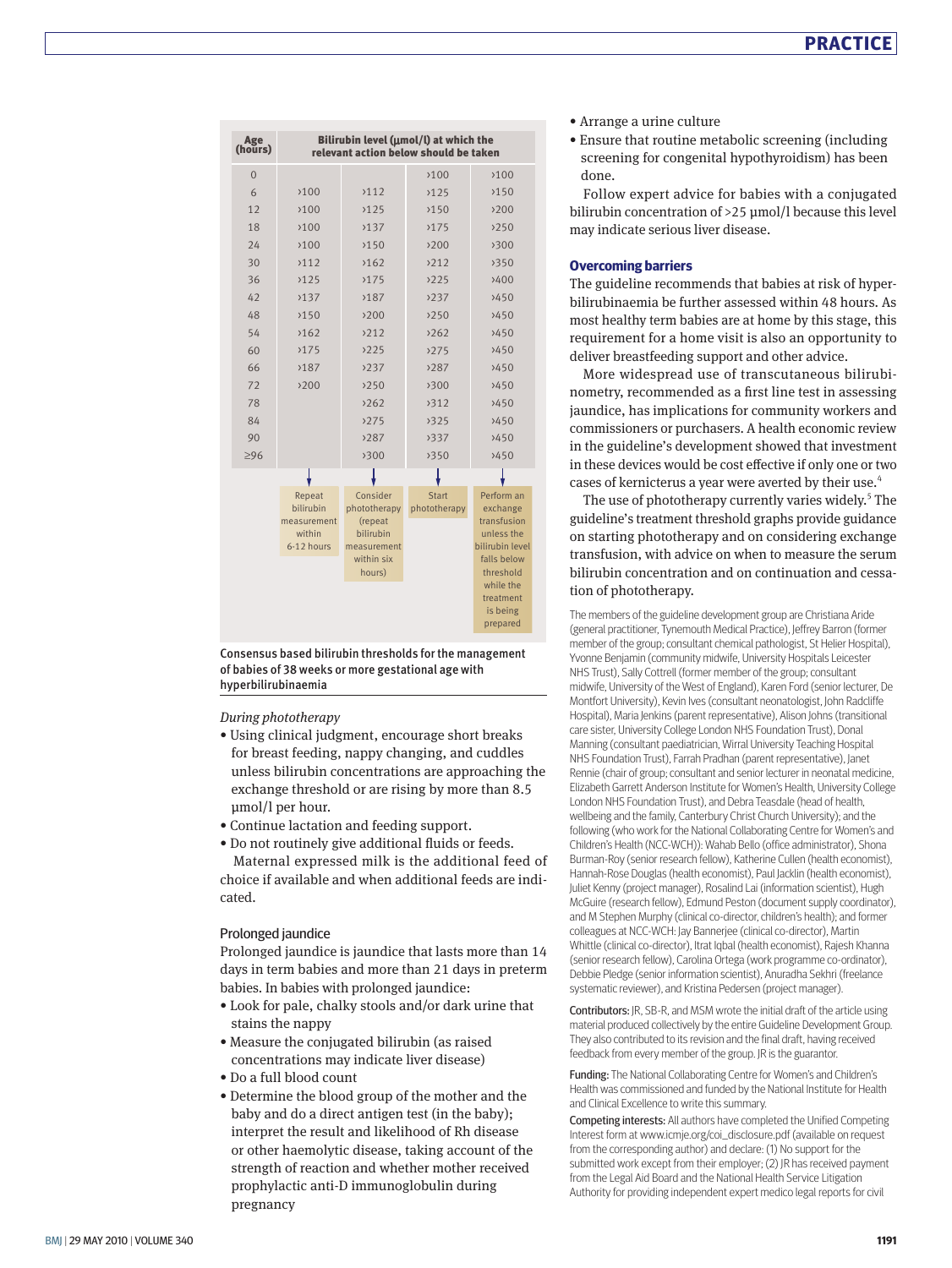| Age (hours) | Bilirubin level (µmol/l) at which the relevant action below should be taken | | | |
|---|---|---|---|---|
| 0 | | | >100 | >100 |
| 6 | >100 | >112 | >125 | >150 |
| 12 | >100 | >125 | >150 | >200 |
| 18 | >100 | >137 | >175 | >250 |
| 24 | >100 | >150 | >200 | >300 |
| 30 | >112 | >162 | >212 | >350 |
| 36 | >125 | >175 | >225 | >400 |
| 42 | >137 | >187 | >237 | >450 |
| 48 | >150 | >200 | >250 | >450 |
| 54 | >162 | >212 | >262 | >450 |
| 60 | >175 | >225 | >275 | >450 |
| 66 | >187 | >237 | >287 | >450 |
| 72 | >200 | >250 | >300 | >450 |
| 78 | | >262 | >312 | >450 |
| 84 | | >275 | >325 | >450 |
| 90 | | >287 | >337 | >450 |
| ≥96 | | >300 | >350 | >450 |
| | Repeat bilirubin measurement within 6-12 hours | Consider phototherapy (repeat bilirubin measurement within six hours) | Start phototherapy | Perform an exchange transfusion unless the bilirubin level falls below threshold while the treatment is being prepared |

Consensus based bilirubin thresholds for the management of babies of 38 weeks or more gestational age with hyperbilirubinaemia

*During phototherapy*

- Using clinical judgment, encourage short breaks for breast feeding, nappy changing, and cuddles unless bilirubin concentrations are approaching the exchange threshold or are rising by more than 8.5 µmol/l per hour.
- Continue lactation and feeding support.
- Do not routinely give additional fluids or feeds.

Maternal expressed milk is the additional feed of choice if available and when additional feeds are indicated.

### Prolonged jaundice

Prolonged jaundice is jaundice that lasts more than 14 days in term babies and more than 21 days in preterm babies. In babies with prolonged jaundice:

- Look for pale, chalky stools and/or dark urine that stains the nappy
- Measure the conjugated bilirubin (as raised concentrations may indicate liver disease)
- Do a full blood count
- Determine the blood group of the mother and the baby and do a direct antigen test (in the baby); interpret the result and likelihood of Rh disease or other haemolytic disease, taking account of the strength of reaction and whether mother received prophylactic anti-D immunoglobulin during pregnancy
- Arrange a urine culture
- Ensure that routine metabolic screening (including screening for congenital hypothyroidism) has been done.

Follow expert advice for babies with a conjugated bilirubin concentration of >25 µmol/l because this level may indicate serious liver disease.

## Overcoming barriers

The guideline recommends that babies at risk of hyperbilirubinaemia be further assessed within 48 hours. As most healthy term babies are at home by this stage, this requirement for a home visit is also an opportunity to deliver breastfeeding support and other advice.

More widespread use of transcutaneous bilirubinometry, recommended as a first line test in assessing jaundice, has implications for community workers and commissioners or purchasers. A health economic review in the guideline's development showed that investment in these devices would be cost effective if only one or two cases of kernicterus a year were averted by their use.[4]

The use of phototherapy currently varies widely.[5] The guideline's treatment threshold graphs provide guidance on starting phototherapy and on considering exchange transfusion, with advice on when to measure the serum bilirubin concentration and on continuation and cessation of phototherapy.

The members of the guideline development group are Christiana Aride (general practitioner, Tynemouth Medical Practice), Jeffrey Barron (former member of the group; consultant chemical pathologist, St Helier Hospital), Yvonne Benjamin (community midwife, University Hospitals Leicester NHS Trust), Sally Cottrell (former member of the group; consultant midwife, University of the West of England), Karen Ford (senior lecturer, De Montfort University), Kevin Ives (consultant neonatologist, John Radcliffe Hospital), Maria Jenkins (parent representative), Alison Johns (transitional care sister, University College London NHS Foundation Trust), Donal Manning (consultant paediatrician, Wirral University Teaching Hospital NHS Foundation Trust), Farrah Pradhan (parent representative), Janet Rennie (chair of group; consultant and senior lecturer in neonatal medicine, Elizabeth Garrett Anderson Institute for Women's Health, University College London NHS Foundation Trust), and Debra Teasdale (head of health, wellbeing and the family, Canterbury Christ Church University); and the following (who work for the National Collaborating Centre for Women's and Children's Health (NCC-WCH)): Wahab Bello (office administrator), Shona Burman-Roy (senior research fellow), Katherine Cullen (health economist), Hannah-Rose Douglas (health economist), Paul Jacklin (health economist), Juliet Kenny (project manager), Rosalind Lai (information scientist), Hugh McGuire (research fellow), Edmund Peston (document supply coordinator), and M Stephen Murphy (clinical co-director, children's health); and former colleagues at NCC-WCH: Jay Bannerjee (clinical co-director), Martin Whittle (clinical co-director), Itrat Iqbal (health economist), Rajesh Khanna (senior research fellow), Carolina Ortega (work programme co-ordinator), Debbie Pledge (senior information scientist), Anuradha Sekhri (freelance systematic reviewer), and Kristina Pedersen (project manager).

**Contributors:** JR, SB-R, and MSM wrote the initial draft of the article using material produced collectively by the entire Guideline Development Group. They also contributed to its revision and the final draft, having received feedback from every member of the group. JR is the guarantor.

**Funding:** The National Collaborating Centre for Women's and Children's Health was commissioned and funded by the National Institute for Health and Clinical Excellence to write this summary.

**Competing interests:** All authors have completed the Unified Competing Interest form at www.icmje.org/coi_disclosure.pdf (available on request from the corresponding author) and declare: (1) No support for the submitted work except from their employer; (2) JR has received payment from the Legal Aid Board and the National Health Service Litigation Authority for providing independent expert medico legal reports for civil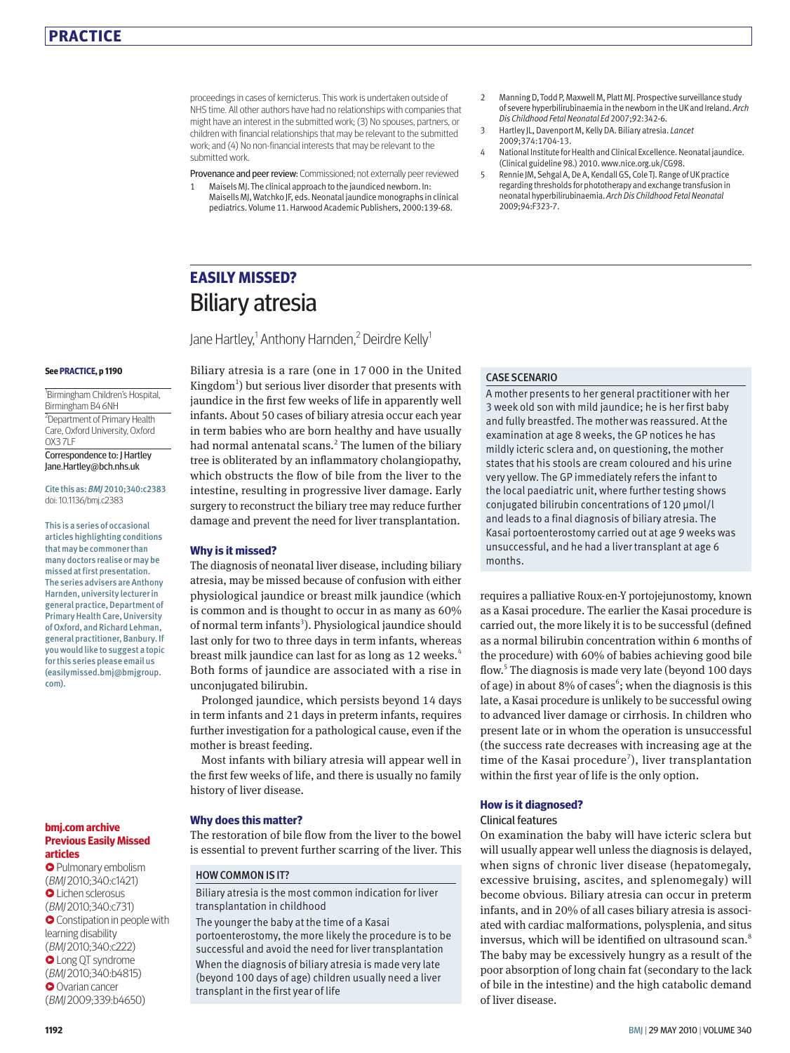proceedings in cases of kernicterus. This work is undertaken outside of NHS time. All other authors have had no relationships with companies that might have an interest in the submitted work; (3) No spouses, partners, or children with financial relationships that may be relevant to the submitted work; and (4) No non-financial interests that may be relevant to the submitted work.

Provenance and peer review: Commissioned; not externally peer reviewed

1. Maisels MJ. The clinical approach to the jaundiced newborn. In: Maisells MJ, Watchko JF, eds. Neonatal jaundice monographs in clinical pediatrics. Volume 11. Harwood Academic Publishers, 2000:139-68.
2. Manning D, Todd P, Maxwell M, Platt MJ. Prospective surveillance study of severe hyperbilirubinaemia in the newborn in the UK and Ireland. *Arch Dis Childhood Fetal Neonatal Ed* 2007;92:342-6.
3. Hartley JL, Davenport M, Kelly DA. Biliary atresia. *Lancet* 2009;374:1704-13.
4. National Institute for Health and Clinical Excellence. Neonatal jaundice. (Clinical guideline 98.) 2010. www.nice.org.uk/CG98.
5. Rennie JM, Sehgal A, De A, Kendall GS, Cole TJ. Range of UK practice regarding thresholds for phototherapy and exchange transfusion in neonatal hyperbilirubinaemia. *Arch Dis Childhood Fetal Neonatal* 2009;94:F323-7.

## EASILY MISSED?

# Biliary atresia

Jane Hartley,[1] Anthony Harnden,[2] Deirdre Kelly[1]

See PRACTICE, p 1190

[1]Birmingham Children's Hospital, Birmingham B4 6NH

[2]Department of Primary Health Care, Oxford University, Oxford OX3 7LF

Correspondence to: J Hartley Jane.Hartley@bch.nhs.uk

Cite this as: *BMJ* 2010;340:c2383

doi: 10.1136/bmj.c2383

This is a series of occasional articles highlighting conditions that may be commoner than many doctors realise or may be missed at first presentation. The series advisers are Anthony Harnden, university lecturer in general practice, Department of Primary Health Care, University of Oxford, and Richard Lehman, general practitioner, Banbury. If you would like to suggest a topic for this series please email us (easilymissed.bmj@bmjgroup.com).

Biliary atresia is a rare (one in 17 000 in the United Kingdom[1]) but serious liver disorder that presents with jaundice in the first few weeks of life in apparently well infants. About 50 cases of biliary atresia occur each year in term babies who are born healthy and have usually had normal antenatal scans.[2] The lumen of the biliary tree is obliterated by an inflammatory cholangiopathy, which obstructs the flow of bile from the liver to the intestine, resulting in progressive liver damage. Early surgery to reconstruct the biliary tree may reduce further damage and prevent the need for liver transplantation.

### CASE SCENARIO

A mother presents to her general practitioner with her 3 week old son with mild jaundice; he is her first baby and fully breastfed. The mother was reassured. At the examination at age 8 weeks, the GP notices he has mildly icteric sclera and, on questioning, the mother states that his stools are cream coloured and his urine very yellow. The GP immediately refers the infant to the local paediatric unit, where further testing shows conjugated bilirubin concentrations of 120 μmol/l and leads to a final diagnosis of biliary atresia. The Kasai portoenterostomy carried out at age 9 weeks was unsuccessful, and he had a liver transplant at age 6 months.

### Why is it missed?

The diagnosis of neonatal liver disease, including biliary atresia, may be missed because of confusion with either physiological jaundice or breast milk jaundice (which is common and is thought to occur in as many as 60% of normal term infants[3]). Physiological jaundice should last only for two to three days in term infants, whereas breast milk jaundice can last for as long as 12 weeks.[4] Both forms of jaundice are associated with a rise in unconjugated bilirubin.

Prolonged jaundice, which persists beyond 14 days in term infants and 21 days in preterm infants, requires further investigation for a pathological cause, even if the mother is breast feeding.

Most infants with biliary atresia will appear well in the first few weeks of life, and there is usually no family history of liver disease.

### Why does this matter?

The restoration of bile flow from the liver to the bowel is essential to prevent further scarring of the liver. This requires a palliative Roux-en-Y portojejunostomy, known as a Kasai procedure. The earlier the Kasai procedure is carried out, the more likely it is to be successful (defined as a normal bilirubin concentration within 6 months of the procedure) with 60% of babies achieving good bile flow.[5] The diagnosis is made very late (beyond 100 days of age) in about 8% of cases[6]; when the diagnosis is this late, a Kasai procedure is unlikely to be successful owing to advanced liver damage or cirrhosis. In children who present late or in whom the operation is unsuccessful (the success rate decreases with increasing age at the time of the Kasai procedure[7]), liver transplantation within the first year of life is the only option.

### HOW COMMON IS IT?

Biliary atresia is the most common indication for liver transplantation in childhood

The younger the baby at the time of a Kasai portoenterostomy, the more likely the procedure is to be successful and avoid the need for liver transplantation

When the diagnosis of biliary atresia is made very late (beyond 100 days of age) children usually need a liver transplant in the first year of life

### How is it diagnosed?

#### Clinical features

On examination the baby will have icteric sclera but will usually appear well unless the diagnosis is delayed, when signs of chronic liver disease (hepatomegaly, excessive bruising, ascites, and splenomegaly) will become obvious. Biliary atresia can occur in preterm infants, and in 20% of all cases biliary atresia is associated with cardiac malformations, polysplenia, and situs inversus, which will be identified on ultrasound scan.[8] The baby may be excessively hungry as a result of the poor absorption of long chain fat (secondary to the lack of bile in the intestine) and the high catabolic demand of liver disease.

### bmj.com archive

### Previous Easily Missed articles

- Pulmonary embolism (*BMJ* 2010;340:c1421)
- Lichen sclerosus (*BMJ* 2010;340:c731)
- Constipation in people with learning disability (*BMJ* 2010;340:c222)
- Long QT syndrome (*BMJ* 2010;340:b4815)
- Ovarian cancer (*BMJ* 2009;339:b4650)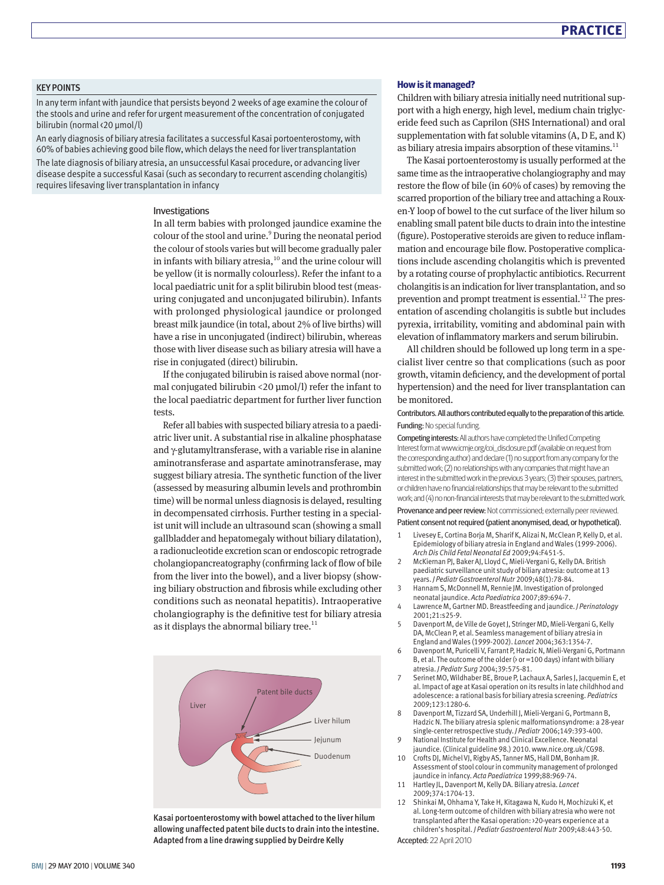### KEY POINTS

In any term infant with jaundice that persists beyond 2 weeks of age examine the colour of the stools and urine and refer for urgent measurement of the concentration of conjugated bilirubin (normal <20 μmol/l)

An early diagnosis of biliary atresia facilitates a successful Kasai portoenterostomy, with 60% of babies achieving good bile flow, which delays the need for liver transplantation

The late diagnosis of biliary atresia, an unsuccessful Kasai procedure, or advancing liver disease despite a successful Kasai (such as secondary to recurrent ascending cholangitis) requires lifesaving liver transplantation in infancy

### Investigations

In all term babies with prolonged jaundice examine the colour of the stool and urine.[9] During the neonatal period the colour of stools varies but will become gradually paler in infants with biliary atresia,[10] and the urine colour will be yellow (it is normally colourless). Refer the infant to a local paediatric unit for a split bilirubin blood test (measuring conjugated and unconjugated bilirubin). Infants with prolonged physiological jaundice or prolonged breast milk jaundice (in total, about 2% of live births) will have a rise in unconjugated (indirect) bilirubin, whereas those with liver disease such as biliary atresia will have a rise in conjugated (direct) bilirubin.

If the conjugated bilirubin is raised above normal (normal conjugated bilirubin <20 μmol/l) refer the infant to the local paediatric department for further liver function tests.

Refer all babies with suspected biliary atresia to a paediatric liver unit. A substantial rise in alkaline phosphatase and γ-glutamyltransferase, with a variable rise in alanine aminotransferase and aspartate aminotransferase, may suggest biliary atresia. The synthetic function of the liver (assessed by measuring albumin levels and prothrombin time) will be normal unless diagnosis is delayed, resulting in decompensated cirrhosis. Further testing in a specialist unit will include an ultrasound scan (showing a small gallbladder and hepatomegaly without biliary dilatation), a radionucleotide excretion scan or endoscopic retrograde cholangiopancreatography (confirming lack of flow of bile from the liver into the bowel), and a liver biopsy (showing biliary obstruction and fibrosis while excluding other conditions such as neonatal hepatitis). Intraoperative cholangiography is the definitive test for biliary atresia as it displays the abnormal biliary tree.[11]

Kasai portoenterostomy with bowel attached to the liver hilum allowing unaffected patent bile ducts to drain into the intestine. Adapted from a line drawing supplied by Deirdre Kelly

### How is it managed?

Children with biliary atresia initially need nutritional support with a high energy, high level, medium chain triglyceride feed such as Caprilon (SHS International) and oral supplementation with fat soluble vitamins (A, D E, and K) as biliary atresia impairs absorption of these vitamins.[11]

The Kasai portoenterostomy is usually performed at the same time as the intraoperative cholangiography and may restore the flow of bile (in 60% of cases) by removing the scarred proportion of the biliary tree and attaching a Roux-en-Y loop of bowel to the cut surface of the liver hilum so enabling small patent bile ducts to drain into the intestine (figure). Postoperative steroids are given to reduce inflammation and encourage bile flow. Postoperative complications include ascending cholangitis which is prevented by a rotating course of prophylactic antibiotics. Recurrent cholangitis is an indication for liver transplantation, and so prevention and prompt treatment is essential.[12] The presentation of ascending cholangitis is subtle but includes pyrexia, irritability, vomiting and abdominal pain with elevation of inflammatory markers and serum bilirubin.

All children should be followed up long term in a specialist liver centre so that complications (such as poor growth, vitamin deficiency, and the development of portal hypertension) and the need for liver transplantation can be monitored.

Contributors. All authors contributed equally to the preparation of this article.

Funding: No special funding.

Competing interests: All authors have completed the Unified Competing Interest form at www.icmje.org/coi_disclosure.pdf (available on request from the corresponding author) and declare (1) no support from any company for the submitted work; (2) no relationships with any companies that might have an interest in the submitted work in the previous 3 years; (3) their spouses, partners, or children have no financial relationships that may be relevant to the submitted work; and (4) no non-financial interests that may be relevant to the submitted work.

Provenance and peer review: Not commissioned; externally peer reviewed.

Patient consent not required (patient anonymised, dead, or hypothetical).

1. Livesey E, Cortina Borja M, Sharif K, Alizai N, McClean P, Kelly D, et al. Epidemiology of biliary atresia in England and Wales (1999-2006). *Arch Dis Child Fetal Neonatal Ed* 2009;94:F451-5.
2. McKiernan PJ, Baker AJ, Lloyd C, Mieli-Vergani G, Kelly DA. British paediatric surveillance unit study of biliary atresia: outcome at 13 years. *J Pediatr Gastroenterol Nutr* 2009;48(1):78-84.
3. Hannam S, McDonnell M, Rennie JM. Investigation of prolonged neonatal jaundice. *Acta Paediatrica* 2007;89:694-7.
4. Lawrence M, Gartner MD. Breastfeeding and jaundice. *J Perinatology* 2001;21:s25-9.
5. Davenport M, de Ville de Goyet J, Stringer MD, Mieli-Vergani G, Kelly DA, McClean P, et al. Seamless management of biliary atresia in England and Wales (1999-2002). *Lancet* 2004;363:1354-7.
6. Davenport M, Puricelli V, Farrant P, Hadzic N, Mieli-Vergani G, Portmann B, et al. The outcome of the older (> or =100 days) infant with biliary atresia. *J Pediatr Surg* 2004;39:575-81.
7. Serinet MO, Wildhaber BE, Broue P, Lachaux A, Sarles J, Jacquemin E, et al. Impact of age at Kasai operation on its results in late childhdood and adolescence: a rational basis for biliary atresia screening. *Pediatrics* 2009;123:1280-6.
8. Davenport M, Tizzard SA, Underhill J, Mieli-Vergani G, Portmann B, Hadzic N. The biliary atresia splenic malformationsyndrome: a 28-year single-center retrospective study. *J Pediatr* 2006;149:393-400.
9. National Institute for Health and Clinical Excellence. Neonatal jaundice. (Clinical guideline 98.) 2010. www.nice.org.uk/CG98.
10. Crofts DJ, Michel VJ, Rigby AS, Tanner MS, Hall DM, Bonham JR. Assessment of stool colour in community management of prolonged jaundice in infancy. *Acta Paediatrica* 1999;88:969-74.
11. Hartley JL, Davenport M, Kelly DA. Biliary atresia. *Lancet* 2009;374:1704-13.
12. Shinkai M, Ohhama Y, Take H, Kitagawa N, Kudo H, Mochizuki K, et al. Long-term outcome of children with biliary atresia who were not transplanted after the Kasai operation: >20-years experience at a children's hospital. *J Pediatr Gastroenterol Nutr* 2009;48:443-50.

Accepted: 22 April 2010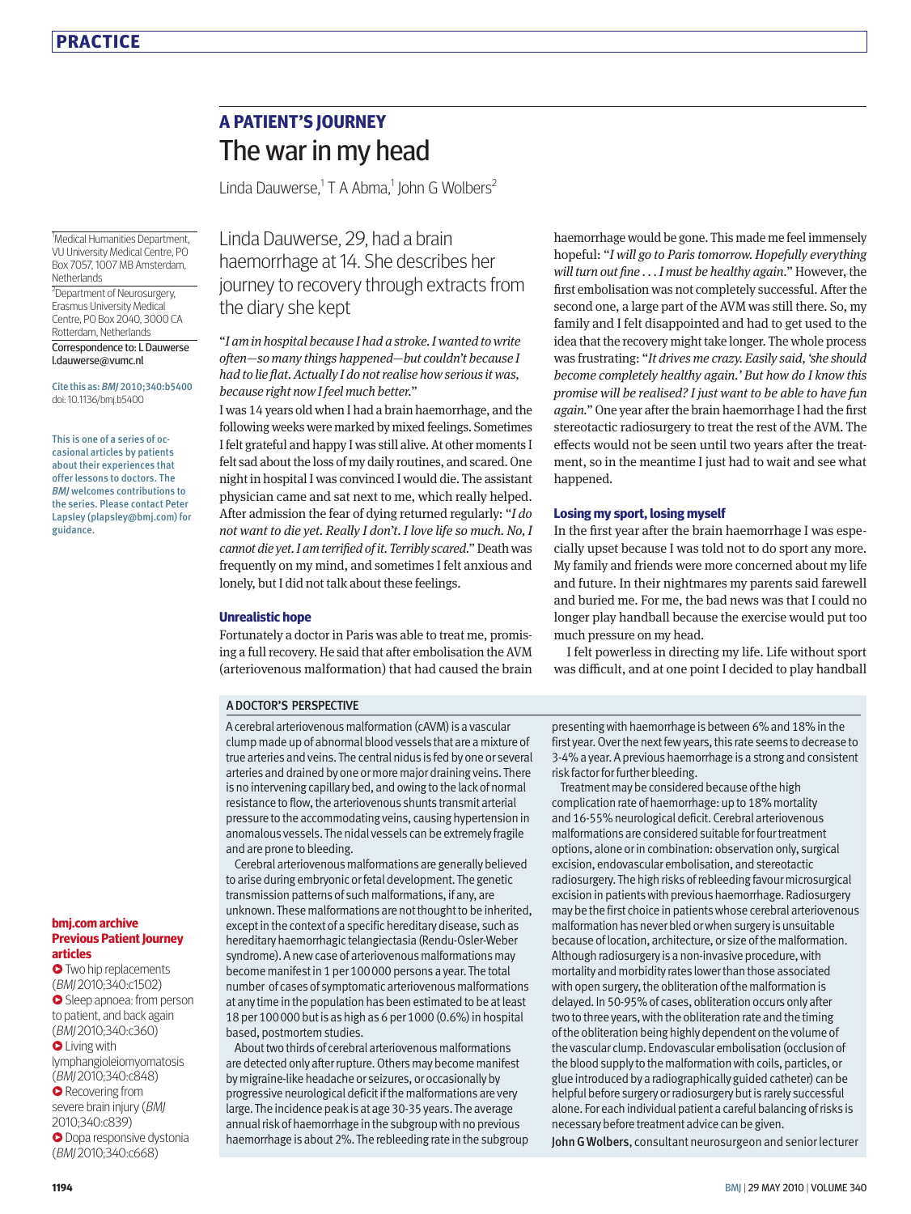# A PATIENT'S JOURNEY

# The war in my head

Linda Dauwerse,[1] T A Abma,[1] John G Wolbers[2]

[1]Medical Humanities Department, VU University Medical Centre, PO Box 7057, 1007 MB Amsterdam, Netherlands

[2]Department of Neurosurgery, Erasmus University Medical Centre, PO Box 2040, 3000 CA Rotterdam, Netherlands

Correspondence to: L Dauwerse l.dauwerse@vumc.nl

Cite this as: *BMJ* 2010;340:b5400
doi: 10.1136/bmj.b5400

This is one of a series of occasional articles by patients about their experiences that offer lessons to doctors. The *BMJ* welcomes contributions to the series. Please contact Peter Lapsley (plapsley@bmj.com) for guidance.

Linda Dauwerse, 29, had a brain haemorrhage at 14. She describes her journey to recovery through extracts from the diary she kept

"*I am in hospital because I had a stroke. I wanted to write often—so many things happened—but couldn't because I had to lie flat. Actually I do not realise how serious it was, because right now I feel much better.*"

I was 14 years old when I had a brain haemorrhage, and the following weeks were marked by mixed feelings. Sometimes I felt grateful and happy I was still alive. At other moments I felt sad about the loss of my daily routines, and scared. One night in hospital I was convinced I would die. The assistant physician came and sat next to me, which really helped. After admission the fear of dying returned regularly: "*I do not want to die yet. Really I don't. I love life so much. No, I cannot die yet. I am terrified of it. Terribly scared.*" Death was frequently on my mind, and sometimes I felt anxious and lonely, but I did not talk about these feelings.

### Unrealistic hope

Fortunately a doctor in Paris was able to treat me, promising a full recovery. He said that after embolisation the AVM (arteriovenous malformation) that had caused the brain haemorrhage would be gone. This made me feel immensely hopeful: "*I will go to Paris tomorrow. Hopefully everything will turn out fine . . . I must be healthy again.*" However, the first embolisation was not completely successful. After the second one, a large part of the AVM was still there. So, my family and I felt disappointed and had to get used to the idea that the recovery might take longer. The whole process was frustrating: "*It drives me crazy. Easily said, 'she should become completely healthy again.' But how do I know this promise will be realised? I just want to be able to have fun again.*" One year after the brain haemorrhage I had the first stereotactic radiosurgery to treat the rest of the AVM. The effects would not be seen until two years after the treatment, so in the meantime I just had to wait and see what happened.

### Losing my sport, losing myself

In the first year after the brain haemorrhage I was especially upset because I was told not to do sport any more. My family and friends were more concerned about my life and future. In their nightmares my parents said farewell and buried me. For me, the bad news was that I could no longer play handball because the exercise would put too much pressure on my head.

I felt powerless in directing my life. Life without sport was difficult, and at one point I decided to play handball

#### A DOCTOR'S PERSPECTIVE

A cerebral arteriovenous malformation (cAVM) is a vascular clump made up of abnormal blood vessels that are a mixture of true arteries and veins. The central nidus is fed by one or several arteries and drained by one or more major draining veins. There is no intervening capillary bed, and owing to the lack of normal resistance to flow, the arteriovenous shunts transmit arterial pressure to the accommodating veins, causing hypertension in anomalous vessels. The nidal vessels can be extremely fragile and are prone to bleeding.

Cerebral arteriovenous malformations are generally believed to arise during embryonic or fetal development. The genetic transmission patterns of such malformations, if any, are unknown. These malformations are not thought to be inherited, except in the context of a specific hereditary disease, such as hereditary haemorrhagic telangiectasia (Rendu-Osler-Weber syndrome). A new case of arteriovenous malformations may become manifest in 1 per 100 000 persons a year. The total number of cases of symptomatic arteriovenous malformations at any time in the population has been estimated to be at least 18 per 100 000 but is as high as 6 per 1000 (0.6%) in hospital based, postmortem studies.

About two thirds of cerebral arteriovenous malformations are detected only after rupture. Others may become manifest by migraine-like headache or seizures, or occasionally by progressive neurological deficit if the malformations are very large. The incidence peak is at age 30-35 years. The average annual risk of haemorrhage in the subgroup with no previous haemorrhage is about 2%. The rebleeding rate in the subgroup presenting with haemorrhage is between 6% and 18% in the first year. Over the next few years, this rate seems to decrease to 3-4% a year. A previous haemorrhage is a strong and consistent risk factor for further bleeding.

Treatment may be considered because of the high complication rate of haemorrhage: up to 18% mortality and 16-55% neurological deficit. Cerebral arteriovenous malformations are considered suitable for four treatment options, alone or in combination: observation only, surgical excision, endovascular embolisation, and stereotactic radiosurgery. The high risks of rebleeding favour microsurgical excision in patients with previous haemorrhage. Radiosurgery may be the first choice in patients whose cerebral arteriovenous malformation has never bled or when surgery is unsuitable because of location, architecture, or size of the malformation. Although radiosurgery is a non-invasive procedure, with mortality and morbidity rates lower than those associated with open surgery, the obliteration of the malformation is delayed. In 50-95% of cases, obliteration occurs only after two to three years, with the obliteration rate and the timing of the obliteration being highly dependent on the volume of the vascular clump. Endovascular embolisation (occlusion of the blood supply to the malformation with coils, particles, or glue introduced by a radiographically guided catheter) can be helpful before surgery or radiosurgery but is rarely successful alone. For each individual patient a careful balancing of risks is necessary before treatment advice can be given.

**John G Wolbers**, consultant neurosurgeon and senior lecturer

**bmj.com archive**
**Previous Patient Journey articles**

- Two hip replacements (*BMJ* 2010;340:c1502)
- Sleep apnoea: from person to patient, and back again (*BMJ* 2010;340:c360)
- Living with lymphangioleiomyomatosis (*BMJ* 2010;340:c848)
- Recovering from severe brain injury (*BMJ* 2010;340:c839)
- Dopa responsive dystonia (*BMJ* 2010;340:c668)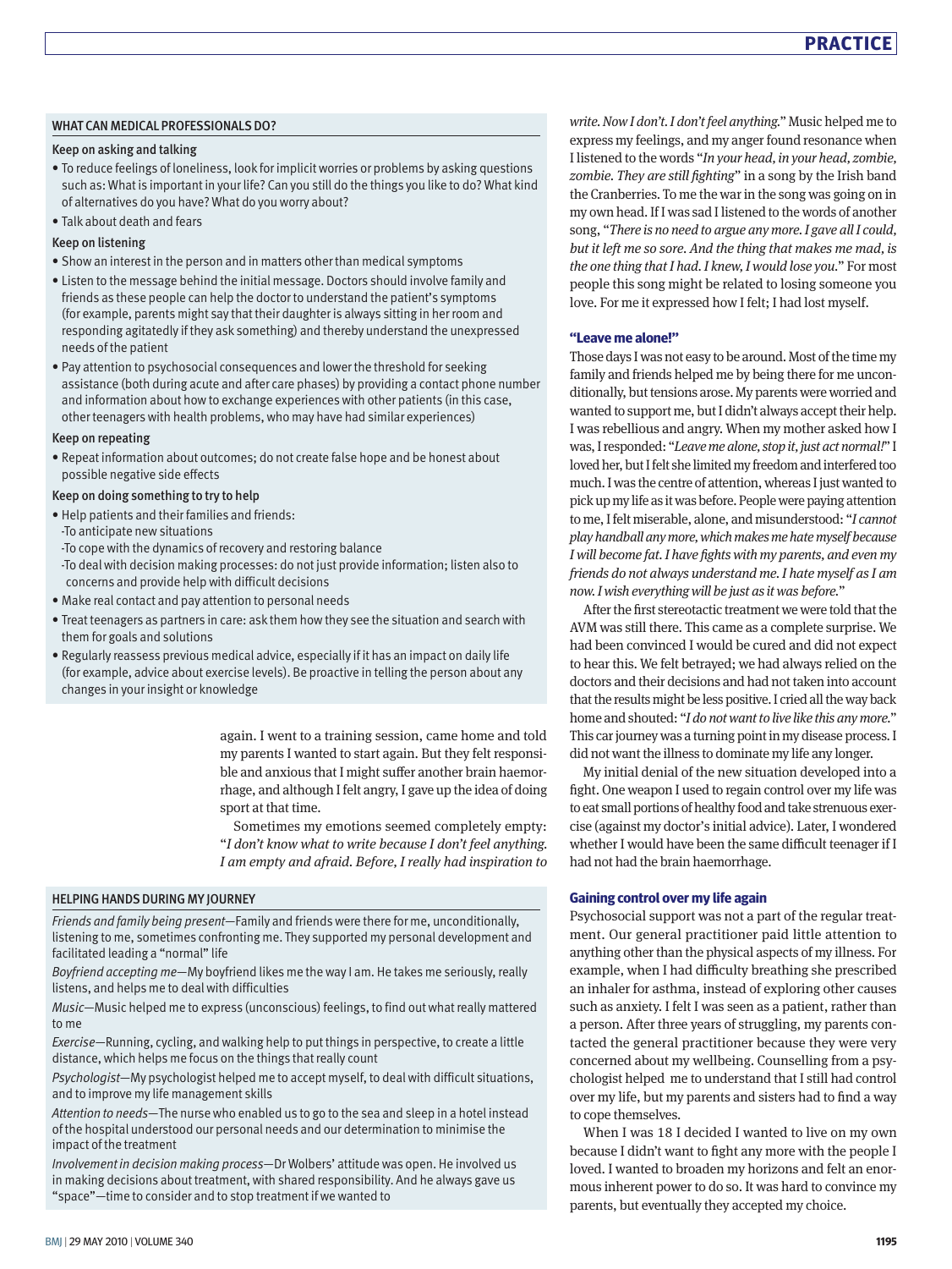### WHAT CAN MEDICAL PROFESSIONALS DO?

**Keep on asking and talking**

- To reduce feelings of loneliness, look for implicit worries or problems by asking questions such as: What is important in your life? Can you still do the things you like to do? What kind of alternatives do you have? What do you worry about?
- Talk about death and fears

**Keep on listening**

- Show an interest in the person and in matters other than medical symptoms
- Listen to the message behind the initial message. Doctors should involve family and friends as these people can help the doctor to understand the patient's symptoms (for example, parents might say that their daughter is always sitting in her room and responding agitatedly if they ask something) and thereby understand the unexpressed needs of the patient
- Pay attention to psychosocial consequences and lower the threshold for seeking assistance (both during acute and after care phases) by providing a contact phone number and information about how to exchange experiences with other patients (in this case, other teenagers with health problems, who may have had similar experiences)

**Keep on repeating**

- Repeat information about outcomes; do not create false hope and be honest about possible negative side effects

**Keep on doing something to try to help**

- Help patients and their families and friends:
  - To anticipate new situations
  - To cope with the dynamics of recovery and restoring balance
  - To deal with decision making processes: do not just provide information; listen also to concerns and provide help with difficult decisions
- Make real contact and pay attention to personal needs
- Treat teenagers as partners in care: ask them how they see the situation and search with them for goals and solutions
- Regularly reassess previous medical advice, especially if it has an impact on daily life (for example, advice about exercise levels). Be proactive in telling the person about any changes in your insight or knowledge

again. I went to a training session, came home and told my parents I wanted to start again. But they felt responsible and anxious that I might suffer another brain haemorrhage, and although I felt angry, I gave up the idea of doing sport at that time.

Sometimes my emotions seemed completely empty: "*I don't know what to write because I don't feel anything. I am empty and afraid. Before, I really had inspiration to write. Now I don't. I don't feel anything.*" Music helped me to express my feelings, and my anger found resonance when I listened to the words "*In your head, in your head, zombie, zombie. They are still fighting*" in a song by the Irish band the Cranberries. To me the war in the song was going on in my own head. If I was sad I listened to the words of another song, "*There is no need to argue any more. I gave all I could, but it left me so sore. And the thing that makes me mad, is the one thing that I had. I knew, I would lose you.*" For most people this song might be related to losing someone you love. For me it expressed how I felt; I had lost myself.

### HELPING HANDS DURING MY JOURNEY

*Friends and family being present*—Family and friends were there for me, unconditionally, listening to me, sometimes confronting me. They supported my personal development and facilitated leading a "normal" life

*Boyfriend accepting me*—My boyfriend likes me the way I am. He takes me seriously, really listens, and helps me to deal with difficulties

*Music*—Music helped me to express (unconscious) feelings, to find out what really mattered to me

*Exercise*—Running, cycling, and walking help to put things in perspective, to create a little distance, which helps me focus on the things that really count

*Psychologist*—My psychologist helped me to accept myself, to deal with difficult situations, and to improve my life management skills

*Attention to needs*—The nurse who enabled us to go to the sea and sleep in a hotel instead of the hospital understood our personal needs and our determination to minimise the impact of the treatment

*Involvement in decision making process*—Dr Wolbers' attitude was open. He involved us in making decisions about treatment, with shared responsibility. And he always gave us "space"—time to consider and to stop treatment if we wanted to

### "Leave me alone!"

Those days I was not easy to be around. Most of the time my family and friends helped me by being there for me unconditionally, but tensions arose. My parents were worried and wanted to support me, but I didn't always accept their help. I was rebellious and angry. When my mother asked how I was, I responded: "*Leave me alone, stop it, just act normal!*" I loved her, but I felt she limited my freedom and interfered too much. I was the centre of attention, whereas I just wanted to pick up my life as it was before. People were paying attention to me, I felt miserable, alone, and misunderstood: "*I cannot play handball any more, which makes me hate myself because I will become fat. I have fights with my parents, and even my friends do not always understand me. I hate myself as I am now. I wish everything will be just as it was before.*"

After the first stereotactic treatment we were told that the AVM was still there. This came as a complete surprise. We had been convinced I would be cured and did not expect to hear this. We felt betrayed; we had always relied on the doctors and their decisions and had not taken into account that the results might be less positive. I cried all the way back home and shouted: "*I do not want to live like this any more.*" This car journey was a turning point in my disease process. I did not want the illness to dominate my life any longer.

My initial denial of the new situation developed into a fight. One weapon I used to regain control over my life was to eat small portions of healthy food and take strenuous exercise (against my doctor's initial advice). Later, I wondered whether I would have been the same difficult teenager if I had not had the brain haemorrhage.

### Gaining control over my life again

Psychosocial support was not a part of the regular treatment. Our general practitioner paid little attention to anything other than the physical aspects of my illness. For example, when I had difficulty breathing she prescribed an inhaler for asthma, instead of exploring other causes such as anxiety. I felt I was seen as a patient, rather than a person. After three years of struggling, my parents contacted the general practitioner because they were very concerned about my wellbeing. Counselling from a psychologist helped me to understand that I still had control over my life, but my parents and sisters had to find a way to cope themselves.

When I was 18 I decided I wanted to live on my own because I didn't want to fight any more with the people I loved. I wanted to broaden my horizons and felt an enormous inherent power to do so. It was hard to convince my parents, but eventually they accepted my choice.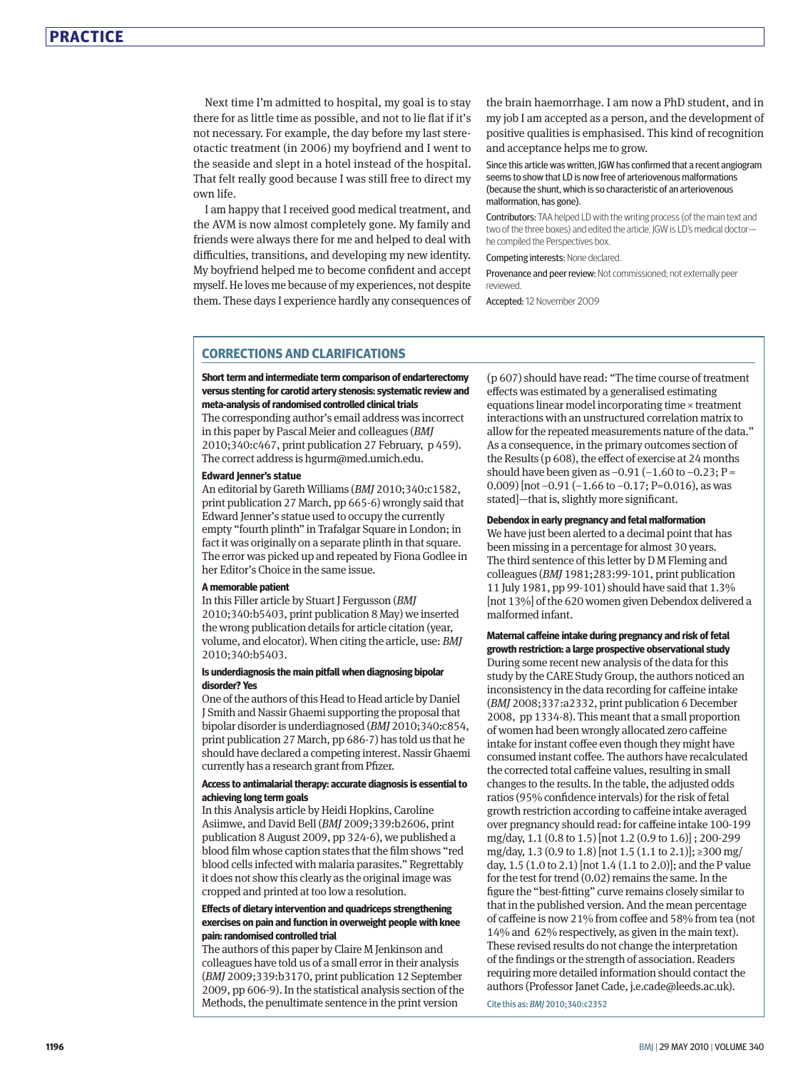Next time I'm admitted to hospital, my goal is to stay there for as little time as possible, and not to lie flat if it's not necessary. For example, the day before my last stereotactic treatment (in 2006) my boyfriend and I went to the seaside and slept in a hotel instead of the hospital. That felt really good because I was still free to direct my own life.

I am happy that I received good medical treatment, and the AVM is now almost completely gone. My family and friends were always there for me and helped to deal with difficulties, transitions, and developing my new identity. My boyfriend helped me to become confident and accept myself. He loves me because of my experiences, not despite them. These days I experience hardly any consequences of the brain haemorrhage. I am now a PhD student, and in my job I am accepted as a person, and the development of positive qualities is emphasised. This kind of recognition and acceptance helps me to grow.

Since this article was written, JGW has confirmed that a recent angiogram seems to show that LD is now free of arteriovenous malformations (because the shunt, which is so characteristic of an arteriovenous malformation, has gone).

Contributors: TAA helped LD with the writing process (of the main text and two of the three boxes) and edited the article. JGW is LD's medical doctor—he compiled the Perspectives box.

Competing interests: None declared.

Provenance and peer review: Not commissioned; not externally peer reviewed.

Accepted: 12 November 2009

## CORRECTIONS AND CLARIFICATIONS

**Short term and intermediate term comparison of endarterectomy versus stenting for carotid artery stenosis: systematic review and meta-analysis of randomised controlled clinical trials**

The corresponding author's email address was incorrect in this paper by Pascal Meier and colleagues (*BMJ* 2010;340:c467, print publication 27 February, p 459). The correct address is hgurm@med.umich.edu.

**Edward Jenner's statue**

An editorial by Gareth Williams (*BMJ* 2010;340:c1582, print publication 27 March, pp 665-6) wrongly said that Edward Jenner's statue used to occupy the currently empty "fourth plinth" in Trafalgar Square in London; in fact it was originally on a separate plinth in that square. The error was picked up and repeated by Fiona Godlee in her Editor's Choice in the same issue.

**A memorable patient**

In this Filler article by Stuart J Fergusson (*BMJ* 2010;340:b5403, print publication 8 May) we inserted the wrong publication details for article citation (year, volume, and elocator). When citing the article, use: *BMJ* 2010;340:b5403.

**Is underdiagnosis the main pitfall when diagnosing bipolar disorder? Yes**

One of the authors of this Head to Head article by Daniel J Smith and Nassir Ghaemi supporting the proposal that bipolar disorder is underdiagnosed (*BMJ* 2010;340:c854, print publication 27 March, pp 686-7) has told us that he should have declared a competing interest. Nassir Ghaemi currently has a research grant from Pfizer.

**Access to antimalarial therapy: accurate diagnosis is essential to achieving long term goals**

In this Analysis article by Heidi Hopkins, Caroline Asiimwe, and David Bell (*BMJ* 2009;339:b2606, print publication 8 August 2009, pp 324-6), we published a blood film whose caption states that the film shows "red blood cells infected with malaria parasites." Regrettably it does not show this clearly as the original image was cropped and printed at too low a resolution.

**Effects of dietary intervention and quadriceps strengthening exercises on pain and function in overweight people with knee pain: randomised controlled trial**

The authors of this paper by Claire M Jenkinson and colleagues have told us of a small error in their analysis (*BMJ* 2009;339:b3170, print publication 12 September 2009, pp 606-9). In the statistical analysis section of the Methods, the penultimate sentence in the print version (p 607) should have read: "The time course of treatment effects was estimated by a generalised estimating equations linear model incorporating time × treatment interactions with an unstructured correlation matrix to allow for the repeated measurements nature of the data." As a consequence, in the primary outcomes section of the Results (p 608), the effect of exercise at 24 months should have been given as −0.91 (−1.60 to −0.23; P=0.009) [not −0.91 (−1.66 to −0.17; P=0.016), as was stated]—that is, slightly more significant.

**Debendox in early pregnancy and fetal malformation**

We have just been alerted to a decimal point that has been missing in a percentage for almost 30 years. The third sentence of this letter by D M Fleming and colleagues (*BMJ* 1981;283:99-101, print publication 11 July 1981, pp 99-101) should have said that 1.3% [not 13%] of the 620 women given Debendox delivered a malformed infant.

**Maternal caffeine intake during pregnancy and risk of fetal growth restriction: a large prospective observational study**

During some recent new analysis of the data for this study by the CARE Study Group, the authors noticed an inconsistency in the data recording for caffeine intake (*BMJ* 2008;337:a2332, print publication 6 December 2008, pp 1334-8). This meant that a small proportion of women had been wrongly allocated zero caffeine intake for instant coffee even though they might have consumed instant coffee. The authors have recalculated the corrected total caffeine values, resulting in small changes to the results. In the table, the adjusted odds ratios (95% confidence intervals) for the risk of fetal growth restriction according to caffeine intake averaged over pregnancy should read: for caffeine intake 100-199 mg/day, 1.1 (0.8 to 1.5) [not 1.2 (0.9 to 1.6)] ; 200-299 mg/day, 1.3 (0.9 to 1.8) [not 1.5 (1.1 to 2.1)]; ≥300 mg/day, 1.5 (1.0 to 2.1) [not 1.4 (1.1 to 2.0)]; and the P value for the test for trend (0.02) remains the same. In the figure the "best-fitting" curve remains closely similar to that in the published version. And the mean percentage of caffeine is now 21% from coffee and 58% from tea (not 14% and 62% respectively, as given in the main text). These revised results do not change the interpretation of the findings or the strength of association. Readers requiring more detailed information should contact the authors (Professor Janet Cade, j.e.cade@leeds.ac.uk).

Cite this as: *BMJ* 2010;340:c2352